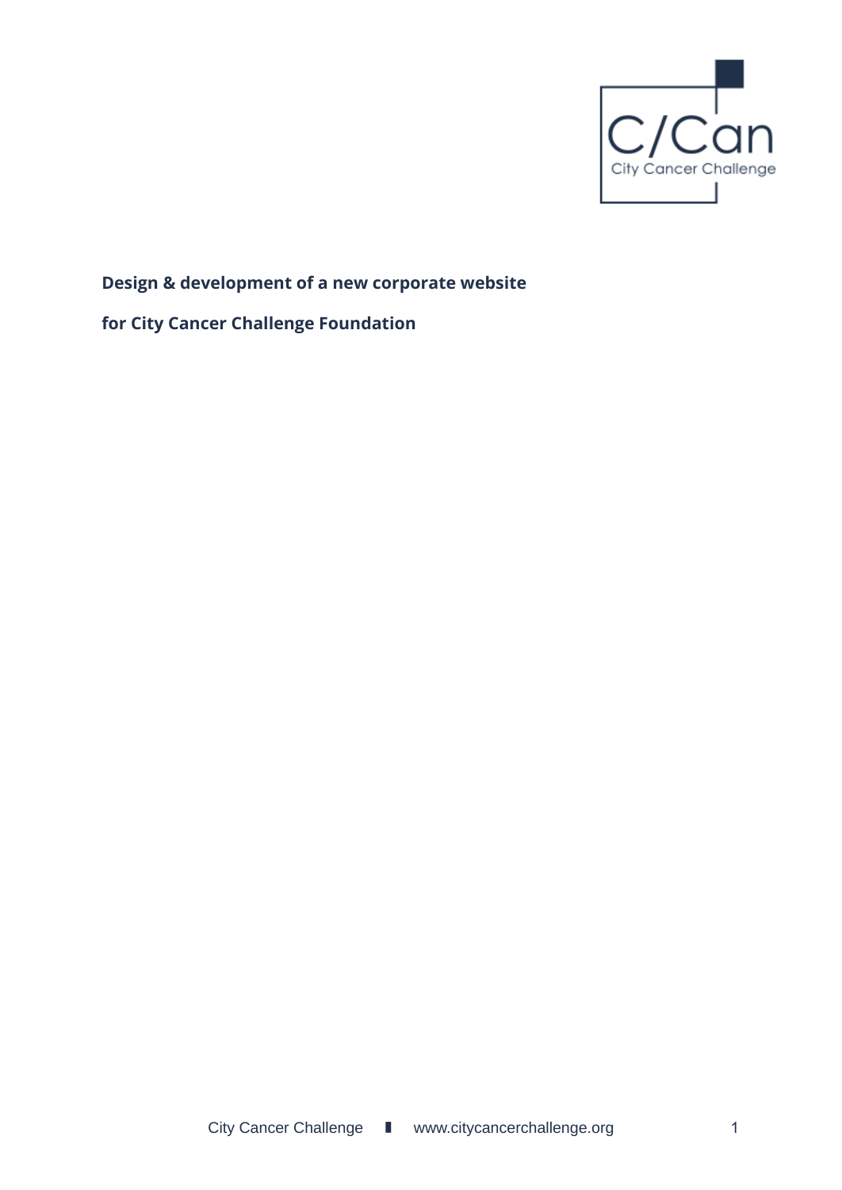**Design & development of a new corporate website**

**for City Cancer Challenge Foundation**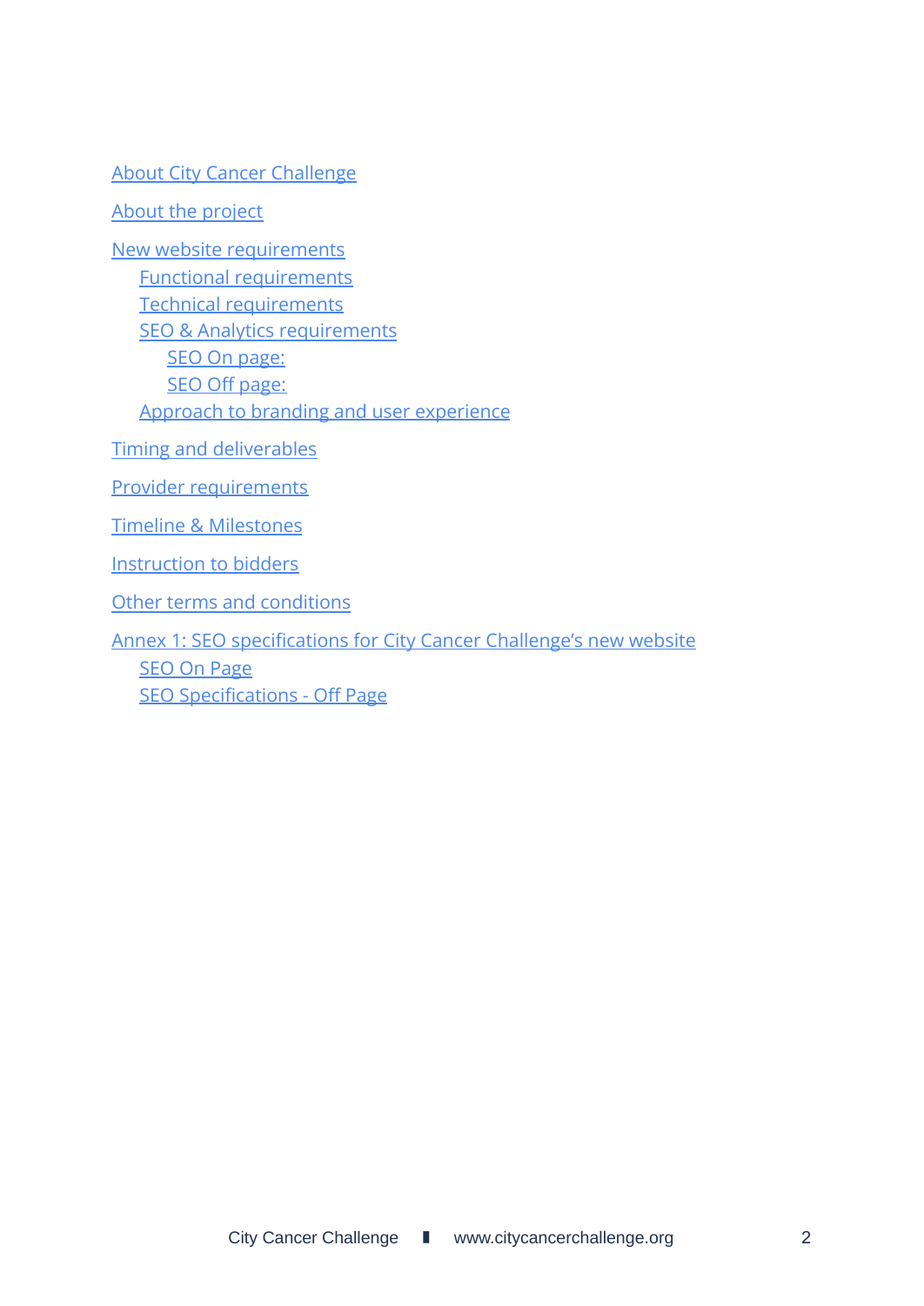- About City Cancer Challenge
- About the project
- New website requirements
  - Functional requirements
  - Technical requirements
  - SEO & Analytics requirements
    - SEO On page:
    - SEO Off page:
  - Approach to branding and user experience
- Timing and deliverables
- Provider requirements
- Timeline & Milestones
- Instruction to bidders
- Other terms and conditions
- Annex 1: SEO specifications for City Cancer Challenge's new website
  - SEO On Page
  - SEO Specifications - Off Page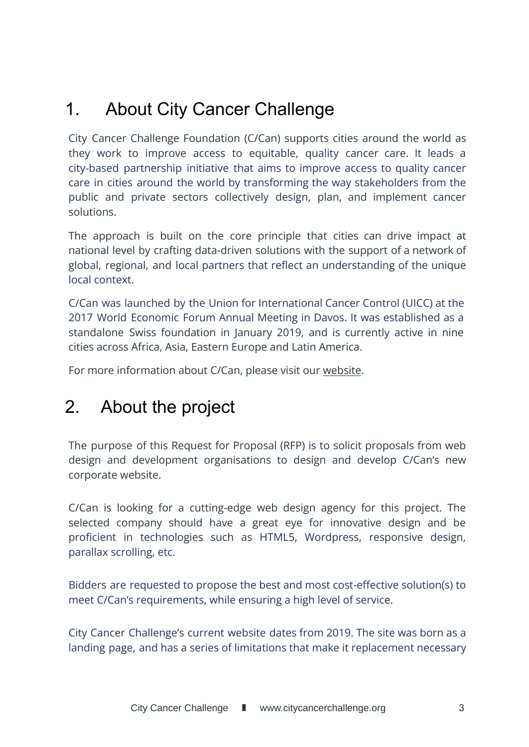# 1. About City Cancer Challenge

City Cancer Challenge Foundation (C/Can) supports cities around the world as they work to improve access to equitable, quality cancer care. It leads a city-based partnership initiative that aims to improve access to quality cancer care in cities around the world by transforming the way stakeholders from the public and private sectors collectively design, plan, and implement cancer solutions.

The approach is built on the core principle that cities can drive impact at national level by crafting data-driven solutions with the support of a network of global, regional, and local partners that reflect an understanding of the unique local context.

C/Can was launched by the Union for International Cancer Control (UICC) at the 2017 World Economic Forum Annual Meeting in Davos. It was established as a standalone Swiss foundation in January 2019, and is currently active in nine cities across Africa, Asia, Eastern Europe and Latin America.

For more information about C/Can, please visit our website.

# 2. About the project

The purpose of this Request for Proposal (RFP) is to solicit proposals from web design and development organisations to design and develop C/Can's new corporate website.

C/Can is looking for a cutting-edge web design agency for this project. The selected company should have a great eye for innovative design and be proficient in technologies such as HTML5, Wordpress, responsive design, parallax scrolling, etc.

Bidders are requested to propose the best and most cost-effective solution(s) to meet C/Can's requirements, while ensuring a high level of service.

City Cancer Challenge's current website dates from 2019. The site was born as a landing page, and has a series of limitations that make it replacement necessary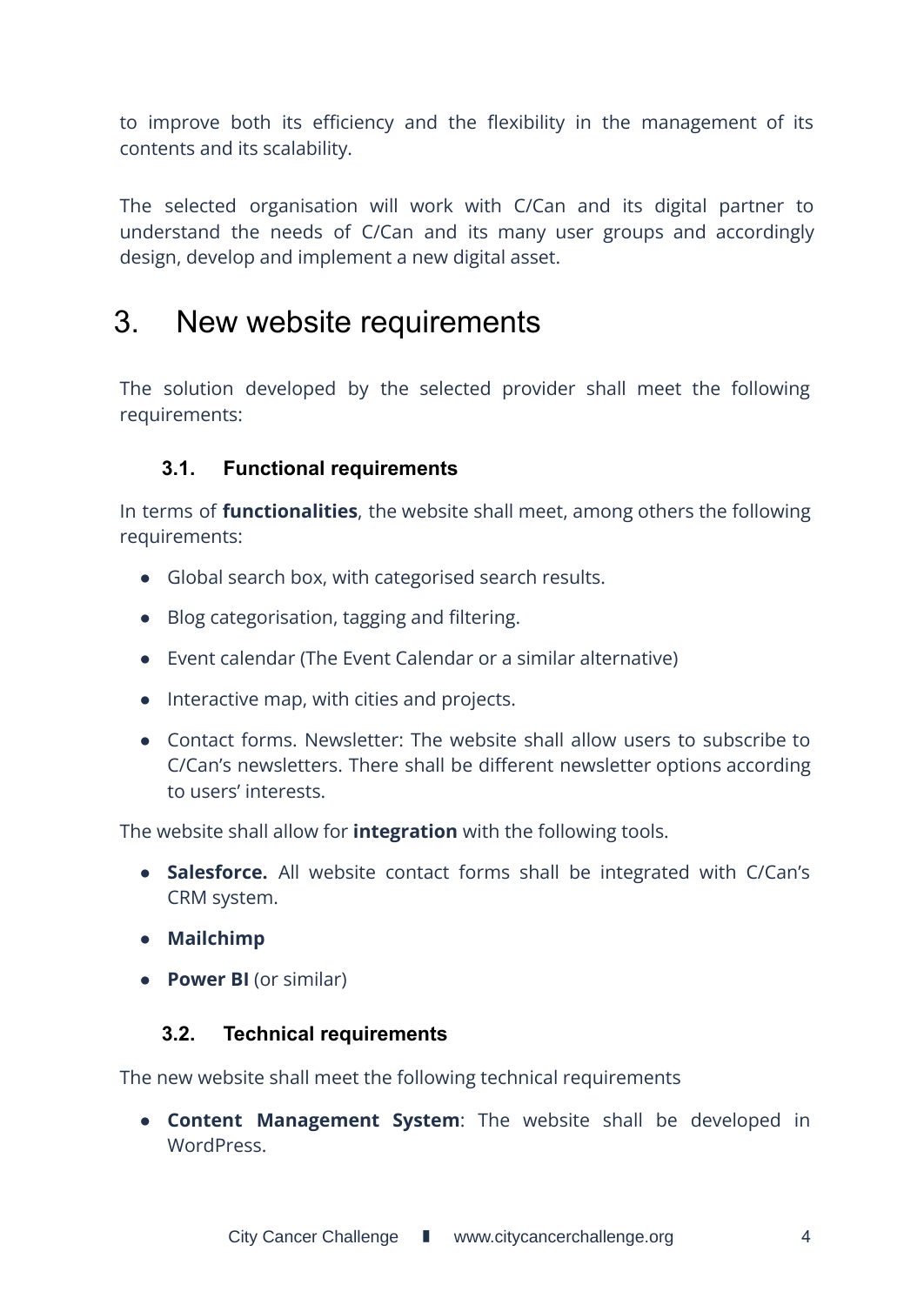to improve both its efficiency and the flexibility in the management of its contents and its scalability.

The selected organisation will work with C/Can and its digital partner to understand the needs of C/Can and its many user groups and accordingly design, develop and implement a new digital asset.

# 3. New website requirements

The solution developed by the selected provider shall meet the following requirements:

## 3.1. Functional requirements

In terms of **functionalities**, the website shall meet, among others the following requirements:

- Global search box, with categorised search results.
- Blog categorisation, tagging and filtering.
- Event calendar (The Event Calendar or a similar alternative)
- Interactive map, with cities and projects.
- Contact forms. Newsletter: The website shall allow users to subscribe to C/Can's newsletters. There shall be different newsletter options according to users' interests.

The website shall allow for **integration** with the following tools.

- **Salesforce.** All website contact forms shall be integrated with C/Can's CRM system.
- **Mailchimp**
- **Power BI** (or similar)

## 3.2. Technical requirements

The new website shall meet the following technical requirements

- **Content Management System**: The website shall be developed in WordPress.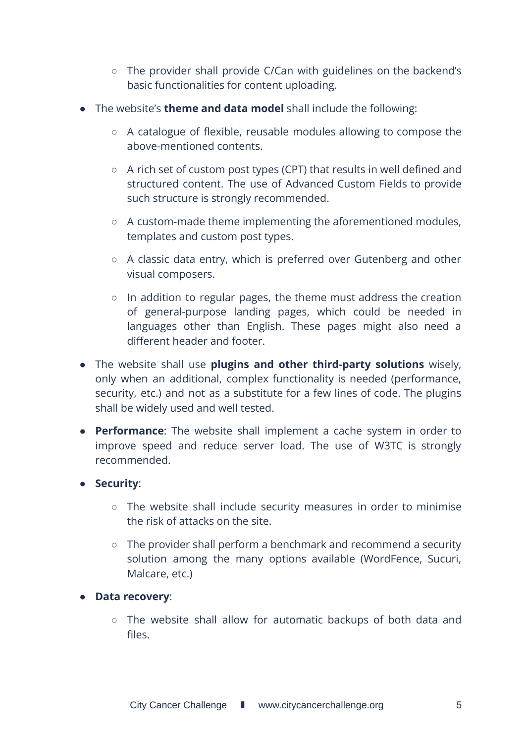- The provider shall provide C/Can with guidelines on the backend's basic functionalities for content uploading.

- The website's **theme and data model** shall include the following:
    - A catalogue of flexible, reusable modules allowing to compose the above-mentioned contents.
    - A rich set of custom post types (CPT) that results in well defined and structured content. The use of Advanced Custom Fields to provide such structure is strongly recommended.
    - A custom-made theme implementing the aforementioned modules, templates and custom post types.
    - A classic data entry, which is preferred over Gutenberg and other visual composers.
    - In addition to regular pages, the theme must address the creation of general-purpose landing pages, which could be needed in languages other than English. These pages might also need a different header and footer.

- The website shall use **plugins and other third-party solutions** wisely, only when an additional, complex functionality is needed (performance, security, etc.) and not as a substitute for a few lines of code. The plugins shall be widely used and well tested.

- **Performance**: The website shall implement a cache system in order to improve speed and reduce server load. The use of W3TC is strongly recommended.

- **Security**:
    - The website shall include security measures in order to minimise the risk of attacks on the site.
    - The provider shall perform a benchmark and recommend a security solution among the many options available (WordFence, Sucuri, Malcare, etc.)

- **Data recovery**:
    - The website shall allow for automatic backups of both data and files.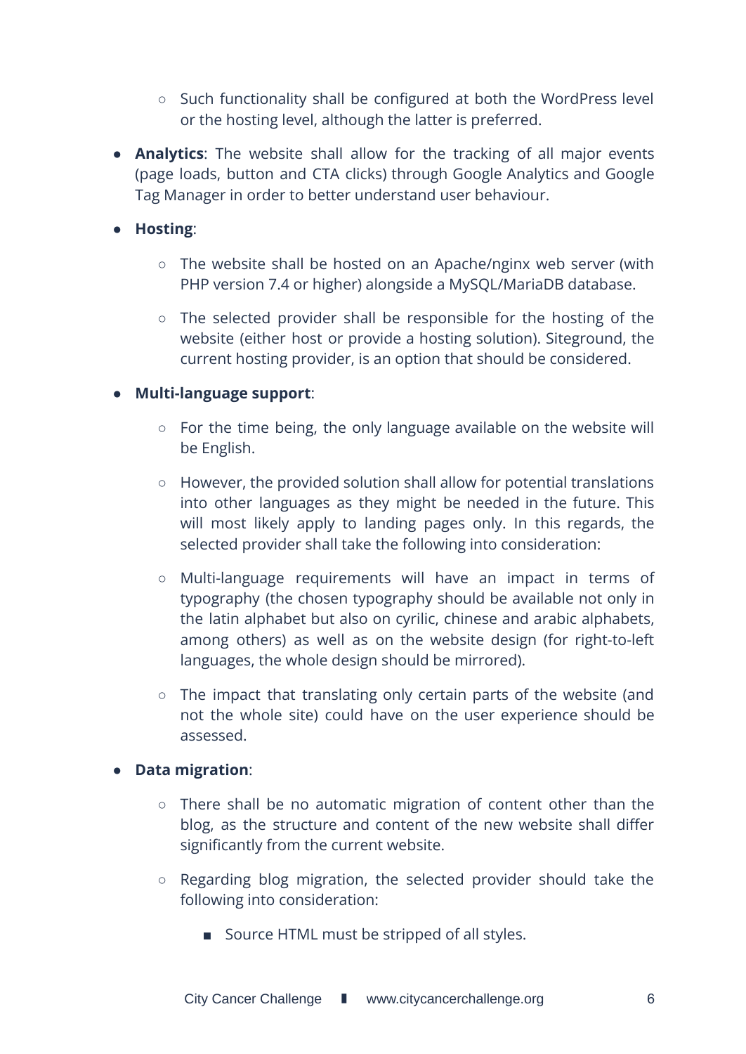- Such functionality shall be configured at both the WordPress level or the hosting level, although the latter is preferred.

- **Analytics**: The website shall allow for the tracking of all major events (page loads, button and CTA clicks) through Google Analytics and Google Tag Manager in order to better understand user behaviour.

- **Hosting**:

    - The website shall be hosted on an Apache/nginx web server (with PHP version 7.4 or higher) alongside a MySQL/MariaDB database.

    - The selected provider shall be responsible for the hosting of the website (either host or provide a hosting solution). Siteground, the current hosting provider, is an option that should be considered.

- **Multi-language support**:

    - For the time being, the only language available on the website will be English.

    - However, the provided solution shall allow for potential translations into other languages as they might be needed in the future. This will most likely apply to landing pages only. In this regards, the selected provider shall take the following into consideration:

    - Multi-language requirements will have an impact in terms of typography (the chosen typography should be available not only in the latin alphabet but also on cyrilic, chinese and arabic alphabets, among others) as well as on the website design (for right-to-left languages, the whole design should be mirrored).

    - The impact that translating only certain parts of the website (and not the whole site) could have on the user experience should be assessed.

- **Data migration**:

    - There shall be no automatic migration of content other than the blog, as the structure and content of the new website shall differ significantly from the current website.

    - Regarding blog migration, the selected provider should take the following into consideration:

        - Source HTML must be stripped of all styles.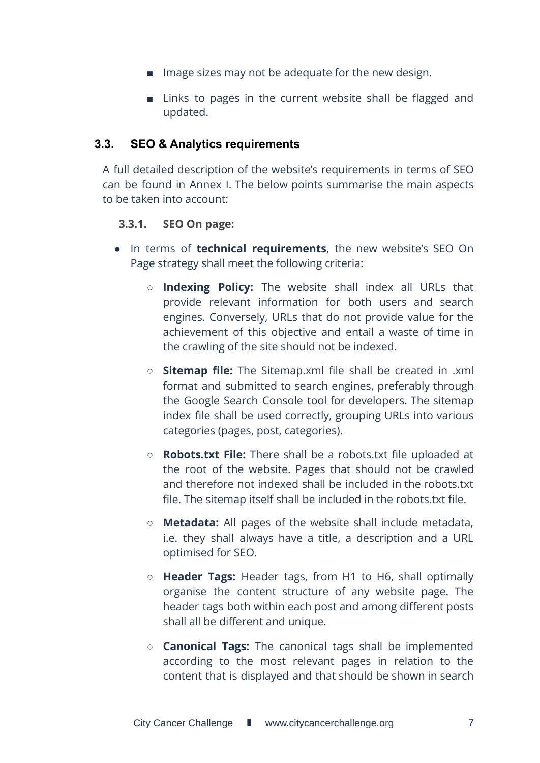- Image sizes may not be adequate for the new design.
- Links to pages in the current website shall be flagged and updated.

### 3.3. SEO & Analytics requirements

A full detailed description of the website's requirements in terms of SEO can be found in Annex I. The below points summarise the main aspects to be taken into account:

#### 3.3.1. SEO On page:

- In terms of **technical requirements**, the new website's SEO On Page strategy shall meet the following criteria:
  - **Indexing Policy:** The website shall index all URLs that provide relevant information for both users and search engines. Conversely, URLs that do not provide value for the achievement of this objective and entail a waste of time in the crawling of the site should not be indexed.
  - **Sitemap file:** The Sitemap.xml file shall be created in .xml format and submitted to search engines, preferably through the Google Search Console tool for developers. The sitemap index file shall be used correctly, grouping URLs into various categories (pages, post, categories).
  - **Robots.txt File:** There shall be a robots.txt file uploaded at the root of the website. Pages that should not be crawled and therefore not indexed shall be included in the robots.txt file. The sitemap itself shall be included in the robots.txt file.
  - **Metadata:** All pages of the website shall include metadata, i.e. they shall always have a title, a description and a URL optimised for SEO.
  - **Header Tags:** Header tags, from H1 to H6, shall optimally organise the content structure of any website page. The header tags both within each post and among different posts shall all be different and unique.
  - **Canonical Tags:** The canonical tags shall be implemented according to the most relevant pages in relation to the content that is displayed and that should be shown in search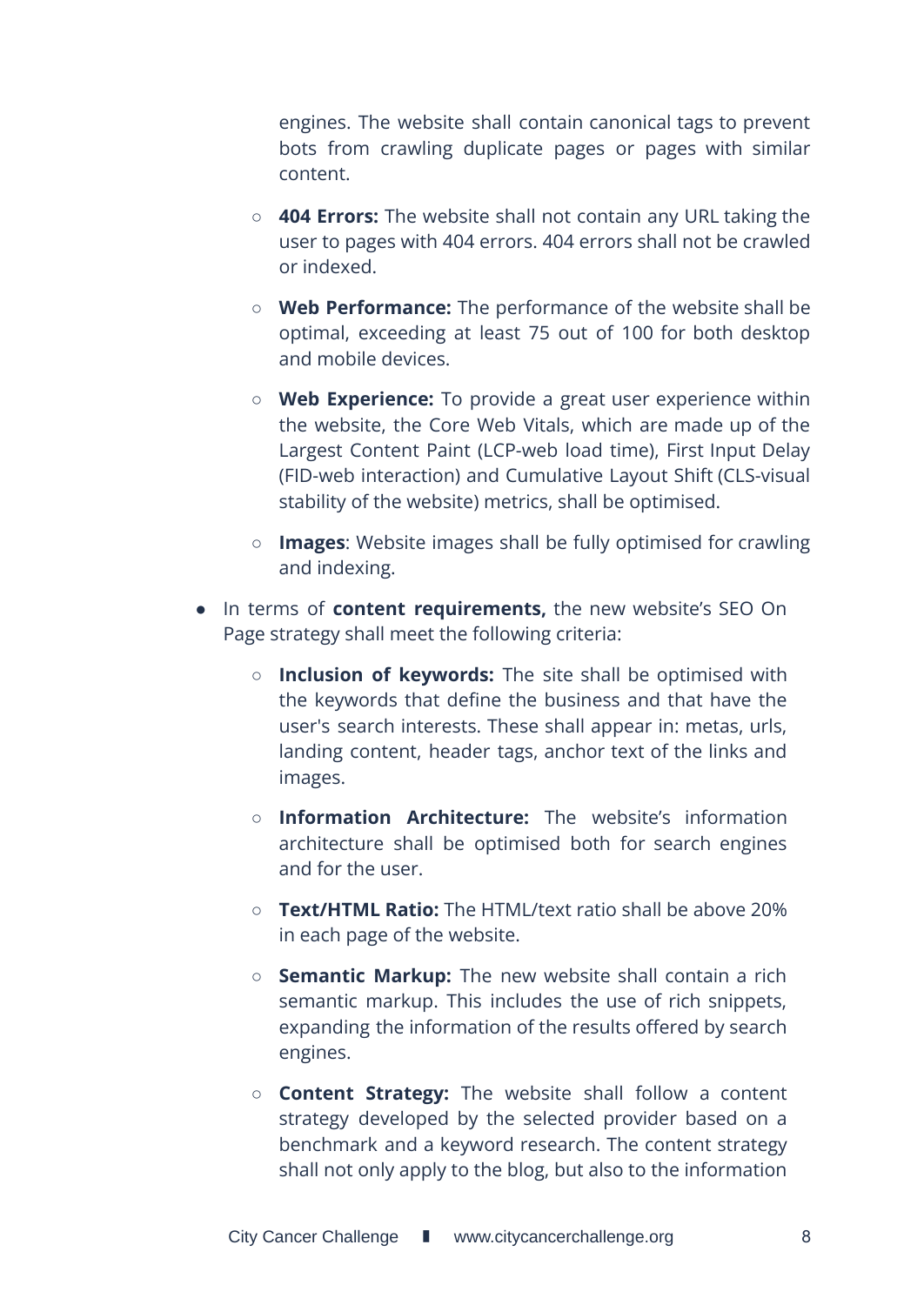engines. The website shall contain canonical tags to prevent bots from crawling duplicate pages or pages with similar content.

  - **404 Errors:** The website shall not contain any URL taking the user to pages with 404 errors. 404 errors shall not be crawled or indexed.
  - **Web Performance:** The performance of the website shall be optimal, exceeding at least 75 out of 100 for both desktop and mobile devices.
  - **Web Experience:** To provide a great user experience within the website, the Core Web Vitals, which are made up of the Largest Content Paint (LCP-web load time), First Input Delay (FID-web interaction) and Cumulative Layout Shift (CLS-visual stability of the website) metrics, shall be optimised.
  - **Images**: Website images shall be fully optimised for crawling and indexing.

- In terms of **content requirements,** the new website's SEO On Page strategy shall meet the following criteria:
  - **Inclusion of keywords:** The site shall be optimised with the keywords that define the business and that have the user's search interests. These shall appear in: metas, urls, landing content, header tags, anchor text of the links and images.
  - **Information Architecture:** The website's information architecture shall be optimised both for search engines and for the user.
  - **Text/HTML Ratio:** The HTML/text ratio shall be above 20% in each page of the website.
  - **Semantic Markup:** The new website shall contain a rich semantic markup. This includes the use of rich snippets, expanding the information of the results offered by search engines.
  - **Content Strategy:** The website shall follow a content strategy developed by the selected provider based on a benchmark and a keyword research. The content strategy shall not only apply to the blog, but also to the information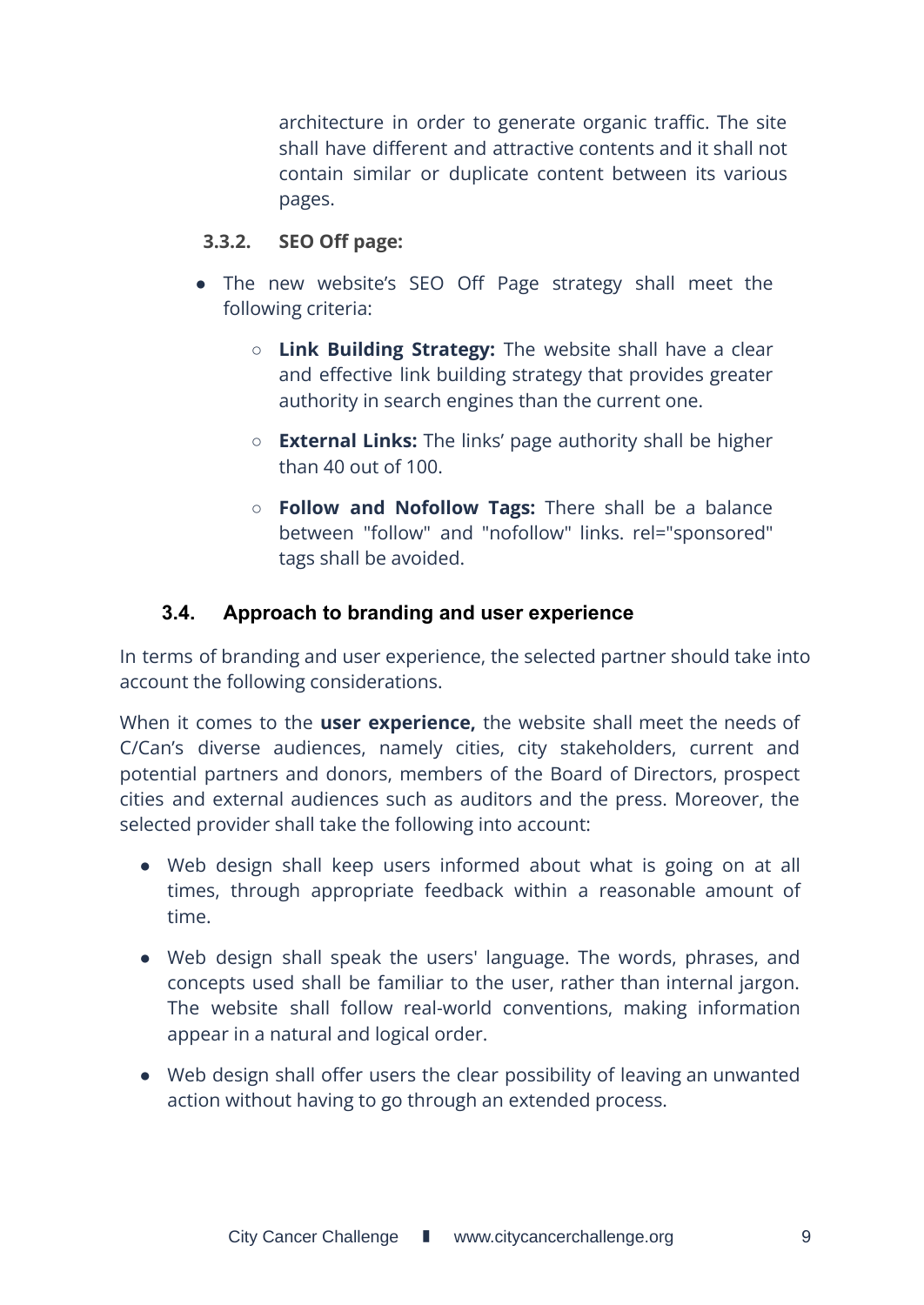architecture in order to generate organic traffic. The site shall have different and attractive contents and it shall not contain similar or duplicate content between its various pages.

#### 3.3.2. SEO Off page:

- The new website's SEO Off Page strategy shall meet the following criteria:
  - **Link Building Strategy:** The website shall have a clear and effective link building strategy that provides greater authority in search engines than the current one.
  - **External Links:** The links' page authority shall be higher than 40 out of 100.
  - **Follow and Nofollow Tags:** There shall be a balance between "follow" and "nofollow" links. rel="sponsored" tags shall be avoided.

### 3.4. Approach to branding and user experience

In terms of branding and user experience, the selected partner should take into account the following considerations.

When it comes to the **user experience,** the website shall meet the needs of C/Can's diverse audiences, namely cities, city stakeholders, current and potential partners and donors, members of the Board of Directors, prospect cities and external audiences such as auditors and the press. Moreover, the selected provider shall take the following into account:

- Web design shall keep users informed about what is going on at all times, through appropriate feedback within a reasonable amount of time.
- Web design shall speak the users' language. The words, phrases, and concepts used shall be familiar to the user, rather than internal jargon. The website shall follow real-world conventions, making information appear in a natural and logical order.
- Web design shall offer users the clear possibility of leaving an unwanted action without having to go through an extended process.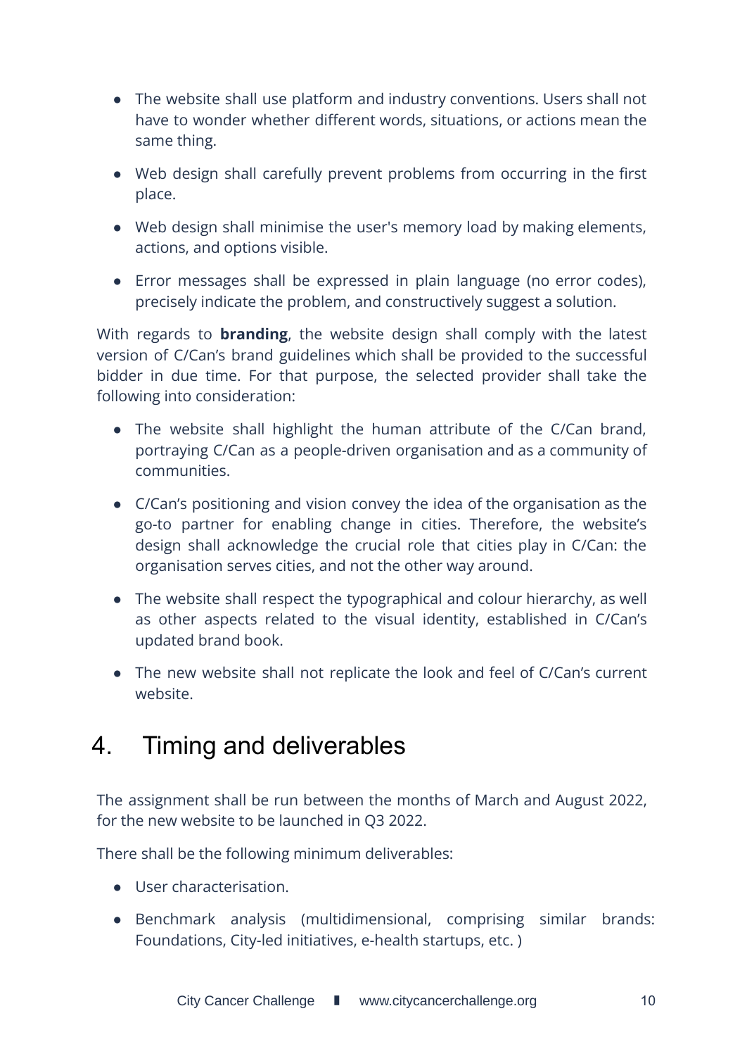- The website shall use platform and industry conventions. Users shall not have to wonder whether different words, situations, or actions mean the same thing.
- Web design shall carefully prevent problems from occurring in the first place.
- Web design shall minimise the user's memory load by making elements, actions, and options visible.
- Error messages shall be expressed in plain language (no error codes), precisely indicate the problem, and constructively suggest a solution.

With regards to **branding**, the website design shall comply with the latest version of C/Can's brand guidelines which shall be provided to the successful bidder in due time. For that purpose, the selected provider shall take the following into consideration:

- The website shall highlight the human attribute of the C/Can brand, portraying C/Can as a people-driven organisation and as a community of communities.
- C/Can's positioning and vision convey the idea of the organisation as the go-to partner for enabling change in cities. Therefore, the website's design shall acknowledge the crucial role that cities play in C/Can: the organisation serves cities, and not the other way around.
- The website shall respect the typographical and colour hierarchy, as well as other aspects related to the visual identity, established in C/Can's updated brand book.
- The new website shall not replicate the look and feel of C/Can's current website.

## 4. Timing and deliverables

The assignment shall be run between the months of March and August 2022, for the new website to be launched in Q3 2022.

There shall be the following minimum deliverables:

- User characterisation.
- Benchmark analysis (multidimensional, comprising similar brands: Foundations, City-led initiatives, e-health startups, etc. )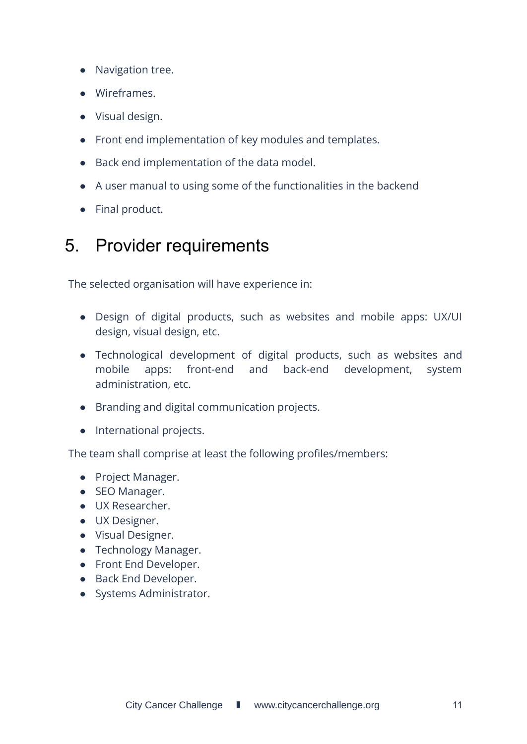- Navigation tree.
- Wireframes.
- Visual design.
- Front end implementation of key modules and templates.
- Back end implementation of the data model.
- A user manual to using some of the functionalities in the backend
- Final product.

# 5. Provider requirements

The selected organisation will have experience in:

- Design of digital products, such as websites and mobile apps: UX/UI design, visual design, etc.
- Technological development of digital products, such as websites and mobile apps: front-end and back-end development, system administration, etc.
- Branding and digital communication projects.
- International projects.

The team shall comprise at least the following profiles/members:

- Project Manager.
- SEO Manager.
- UX Researcher.
- UX Designer.
- Visual Designer.
- Technology Manager.
- Front End Developer.
- Back End Developer.
- Systems Administrator.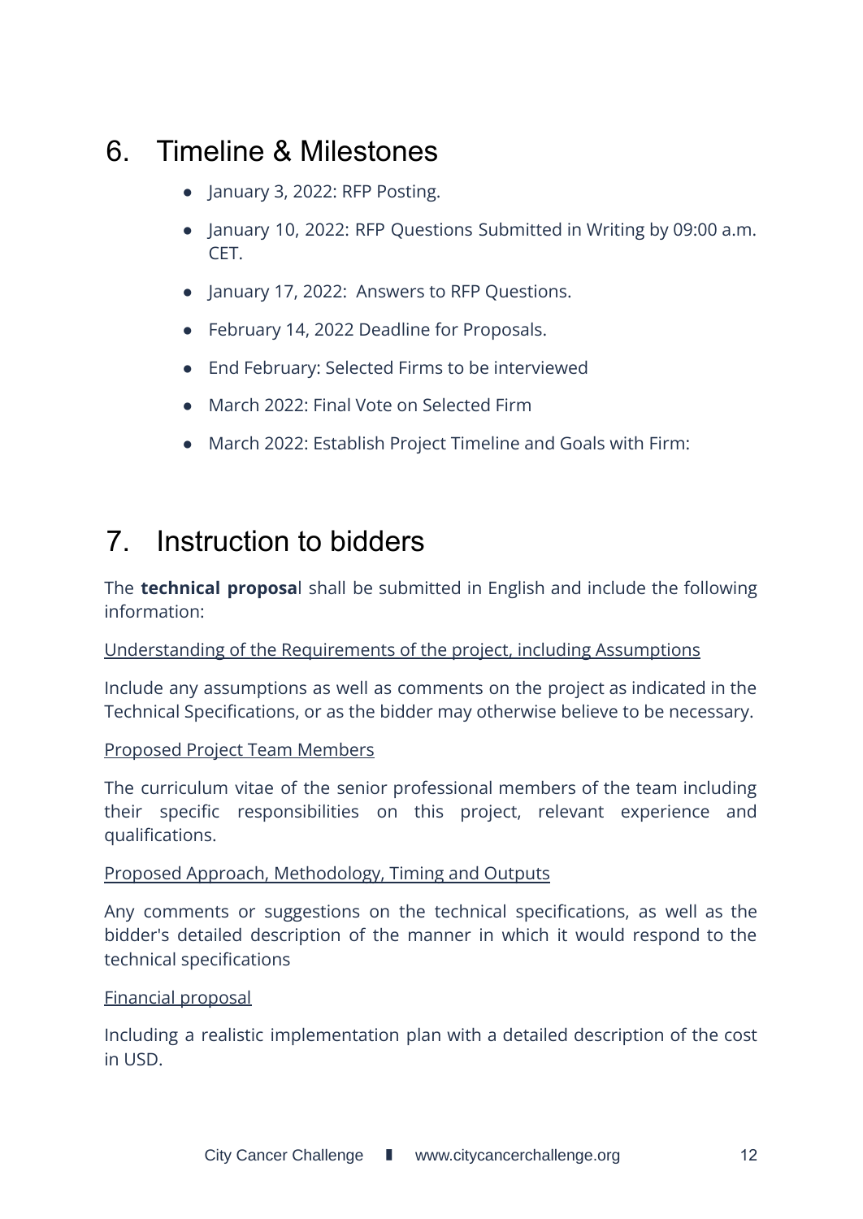## 6. Timeline & Milestones

- January 3, 2022: RFP Posting.
- January 10, 2022: RFP Questions Submitted in Writing by 09:00 a.m. CET.
- January 17, 2022: Answers to RFP Questions.
- February 14, 2022 Deadline for Proposals.
- End February: Selected Firms to be interviewed
- March 2022: Final Vote on Selected Firm
- March 2022: Establish Project Timeline and Goals with Firm:

## 7. Instruction to bidders

The **technical proposa**l shall be submitted in English and include the following information:

<u>Understanding of the Requirements of the project, including Assumptions</u>

Include any assumptions as well as comments on the project as indicated in the Technical Specifications, or as the bidder may otherwise believe to be necessary.

<u>Proposed Project Team Members</u>

The curriculum vitae of the senior professional members of the team including their specific responsibilities on this project, relevant experience and qualifications.

<u>Proposed Approach, Methodology, Timing and Outputs</u>

Any comments or suggestions on the technical specifications, as well as the bidder's detailed description of the manner in which it would respond to the technical specifications

<u>Financial proposal</u>

Including a realistic implementation plan with a detailed description of the cost in USD.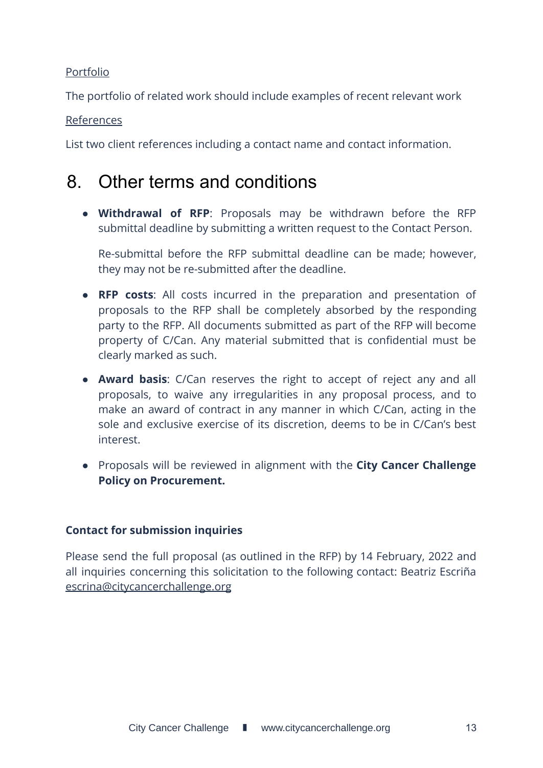Portfolio

The portfolio of related work should include examples of recent relevant work

References

List two client references including a contact name and contact information.

# 8. Other terms and conditions

- **Withdrawal of RFP**: Proposals may be withdrawn before the RFP submittal deadline by submitting a written request to the Contact Person.

  Re-submittal before the RFP submittal deadline can be made; however, they may not be re-submitted after the deadline.

- **RFP costs**: All costs incurred in the preparation and presentation of proposals to the RFP shall be completely absorbed by the responding party to the RFP. All documents submitted as part of the RFP will become property of C/Can. Any material submitted that is confidential must be clearly marked as such.

- **Award basis**: C/Can reserves the right to accept of reject any and all proposals, to waive any irregularities in any proposal process, and to make an award of contract in any manner in which C/Can, acting in the sole and exclusive exercise of its discretion, deems to be in C/Can's best interest.

- Proposals will be reviewed in alignment with the **City Cancer Challenge Policy on Procurement.**

**Contact for submission inquiries**

Please send the full proposal (as outlined in the RFP) by 14 February, 2022 and all inquiries concerning this solicitation to the following contact: Beatriz Escriña escrina@citycancerchallenge.org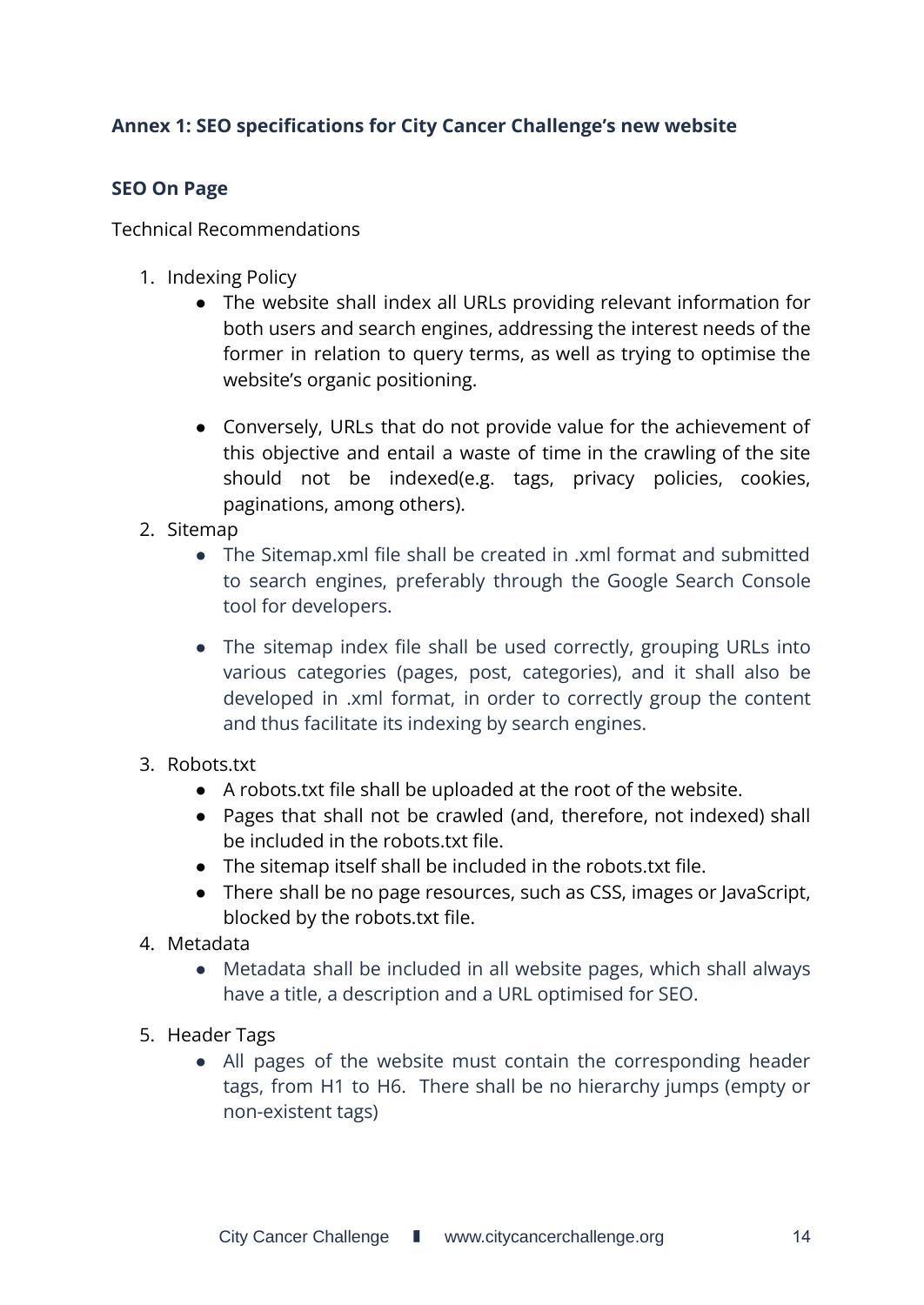**Annex 1: SEO specifications for City Cancer Challenge's new website**

**SEO On Page**

Technical Recommendations

1. Indexing Policy
    - The website shall index all URLs providing relevant information for both users and search engines, addressing the interest needs of the former in relation to query terms, as well as trying to optimise the website's organic positioning.
    - Conversely, URLs that do not provide value for the achievement of this objective and entail a waste of time in the crawling of the site should not be indexed(e.g. tags, privacy policies, cookies, paginations, among others).
2. Sitemap
    - The Sitemap.xml file shall be created in .xml format and submitted to search engines, preferably through the Google Search Console tool for developers.
    - The sitemap index file shall be used correctly, grouping URLs into various categories (pages, post, categories), and it shall also be developed in .xml format, in order to correctly group the content and thus facilitate its indexing by search engines.
3. Robots.txt
    - A robots.txt file shall be uploaded at the root of the website.
    - Pages that shall not be crawled (and, therefore, not indexed) shall be included in the robots.txt file.
    - The sitemap itself shall be included in the robots.txt file.
    - There shall be no page resources, such as CSS, images or JavaScript, blocked by the robots.txt file.
4. Metadata
    - Metadata shall be included in all website pages, which shall always have a title, a description and a URL optimised for SEO.
5. Header Tags
    - All pages of the website must contain the corresponding header tags, from H1 to H6. There shall be no hierarchy jumps (empty or non-existent tags)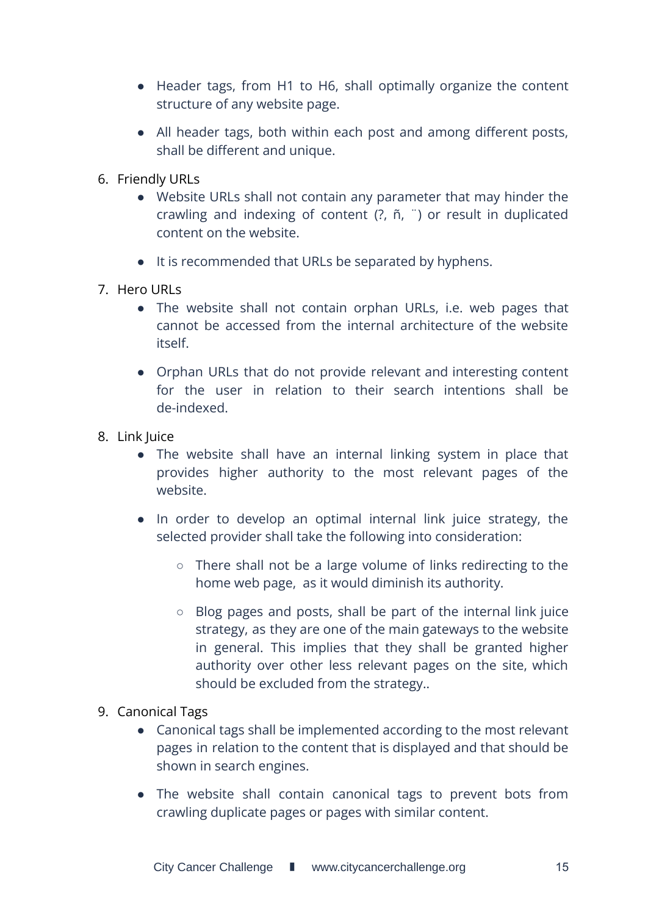- Header tags, from H1 to H6, shall optimally organize the content structure of any website page.
- All header tags, both within each post and among different posts, shall be different and unique.

6. Friendly URLs
    - Website URLs shall not contain any parameter that may hinder the crawling and indexing of content (?, ñ, ¨) or result in duplicated content on the website.
    - It is recommended that URLs be separated by hyphens.
7. Hero URLs
    - The website shall not contain orphan URLs, i.e. web pages that cannot be accessed from the internal architecture of the website itself.
    - Orphan URLs that do not provide relevant and interesting content for the user in relation to their search intentions shall be de-indexed.
8. Link Juice
    - The website shall have an internal linking system in place that provides higher authority to the most relevant pages of the website.
    - In order to develop an optimal internal link juice strategy, the selected provider shall take the following into consideration:
        - There shall not be a large volume of links redirecting to the home web page, as it would diminish its authority.
        - Blog pages and posts, shall be part of the internal link juice strategy, as they are one of the main gateways to the website in general. This implies that they shall be granted higher authority over other less relevant pages on the site, which should be excluded from the strategy..
9. Canonical Tags
    - Canonical tags shall be implemented according to the most relevant pages in relation to the content that is displayed and that should be shown in search engines.
    - The website shall contain canonical tags to prevent bots from crawling duplicate pages or pages with similar content.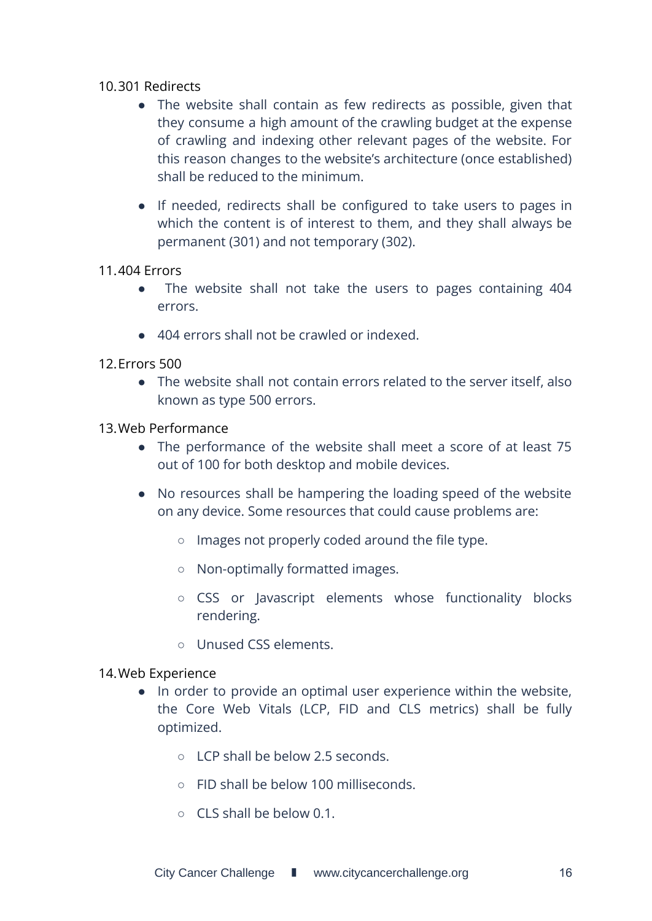10. 301 Redirects
    - The website shall contain as few redirects as possible, given that they consume a high amount of the crawling budget at the expense of crawling and indexing other relevant pages of the website. For this reason changes to the website's architecture (once established) shall be reduced to the minimum.
    - If needed, redirects shall be configured to take users to pages in which the content is of interest to them, and they shall always be permanent (301) and not temporary (302).

11. 404 Errors
    - The website shall not take the users to pages containing 404 errors.
    - 404 errors shall not be crawled or indexed.

12. Errors 500
    - The website shall not contain errors related to the server itself, also known as type 500 errors.

13. Web Performance
    - The performance of the website shall meet a score of at least 75 out of 100 for both desktop and mobile devices.
    - No resources shall be hampering the loading speed of the website on any device. Some resources that could cause problems are:
        - Images not properly coded around the file type.
        - Non-optimally formatted images.
        - CSS or Javascript elements whose functionality blocks rendering.
        - Unused CSS elements.

14. Web Experience
    - In order to provide an optimal user experience within the website, the Core Web Vitals (LCP, FID and CLS metrics) shall be fully optimized.
        - LCP shall be below 2.5 seconds.
        - FID shall be below 100 milliseconds.
        - CLS shall be below 0.1.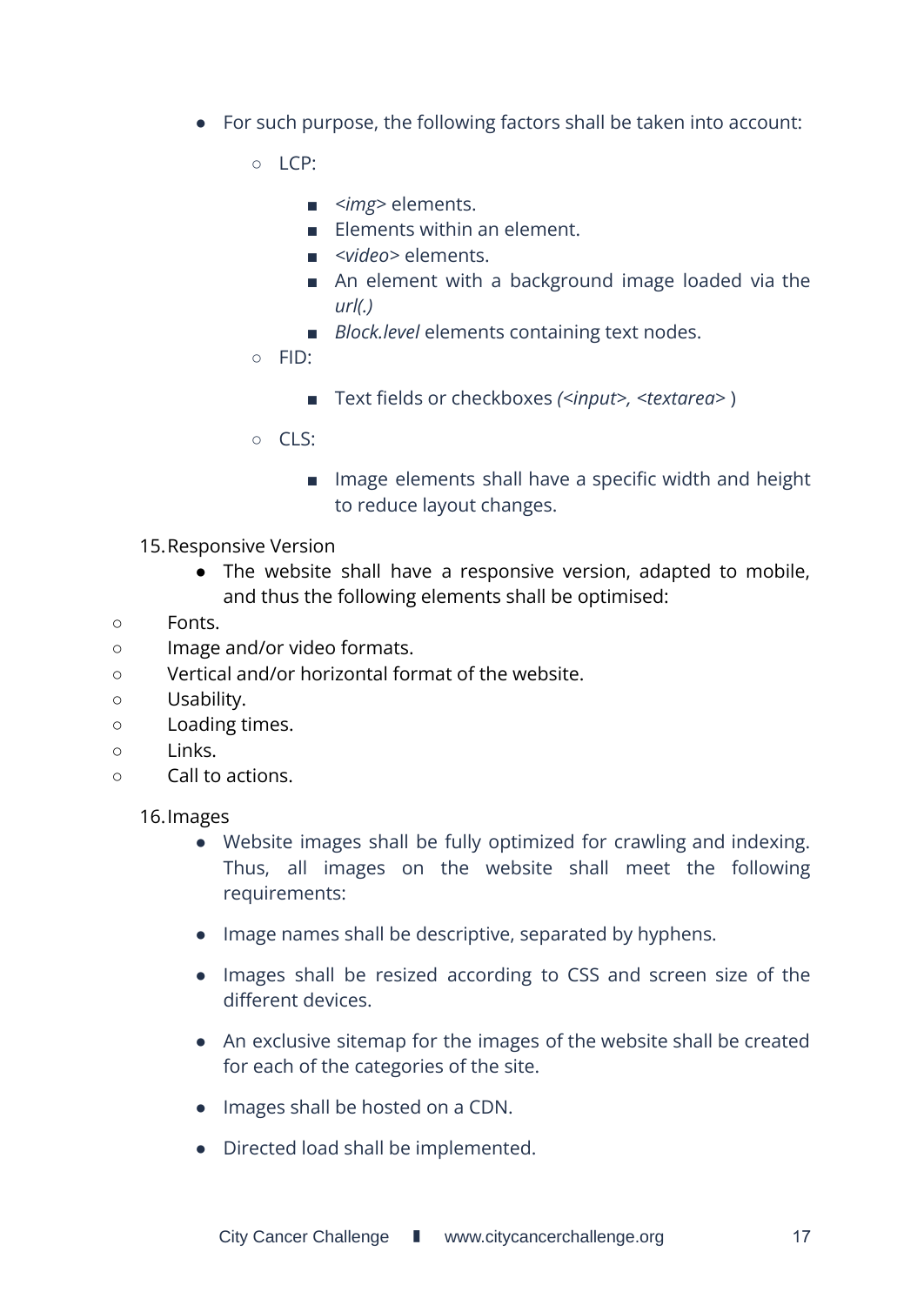- For such purpose, the following factors shall be taken into account:
    - LCP:
        - *<img>* elements.
        - Elements within an element.
        - *<video>* elements.
        - An element with a background image loaded via the *url(.)*
        - *Block.level* elements containing text nodes.
    - FID:
        - Text fields or checkboxes *(<input>, <textarea>* )
    - CLS:
        - Image elements shall have a specific width and height to reduce layout changes.

15. Responsive Version
    - The website shall have a responsive version, adapted to mobile, and thus the following elements shall be optimised:

- Fonts.
- Image and/or video formats.
- Vertical and/or horizontal format of the website.
- Usability.
- Loading times.
- Links.
- Call to actions.

16. Images
    - Website images shall be fully optimized for crawling and indexing. Thus, all images on the website shall meet the following requirements:
    - Image names shall be descriptive, separated by hyphens.
    - Images shall be resized according to CSS and screen size of the different devices.
    - An exclusive sitemap for the images of the website shall be created for each of the categories of the site.
    - Images shall be hosted on a CDN.
    - Directed load shall be implemented.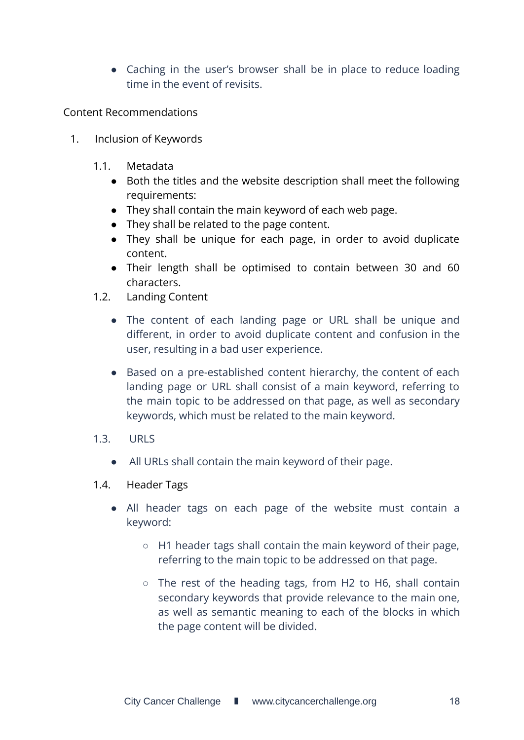- Caching in the user's browser shall be in place to reduce loading time in the event of revisits.

## Content Recommendations

1. Inclusion of Keywords

   1.1. Metadata

   - Both the titles and the website description shall meet the following requirements:
   - They shall contain the main keyword of each web page.
   - They shall be related to the page content.
   - They shall be unique for each page, in order to avoid duplicate content.
   - Their length shall be optimised to contain between 30 and 60 characters.

   1.2. Landing Content

   - The content of each landing page or URL shall be unique and different, in order to avoid duplicate content and confusion in the user, resulting in a bad user experience.
   - Based on a pre-established content hierarchy, the content of each landing page or URL shall consist of a main keyword, referring to the main topic to be addressed on that page, as well as secondary keywords, which must be related to the main keyword.

   1.3. URLS

   - All URLs shall contain the main keyword of their page.

   1.4. Header Tags

   - All header tags on each page of the website must contain a keyword:
     - H1 header tags shall contain the main keyword of their page, referring to the main topic to be addressed on that page.
     - The rest of the heading tags, from H2 to H6, shall contain secondary keywords that provide relevance to the main one, as well as semantic meaning to each of the blocks in which the page content will be divided.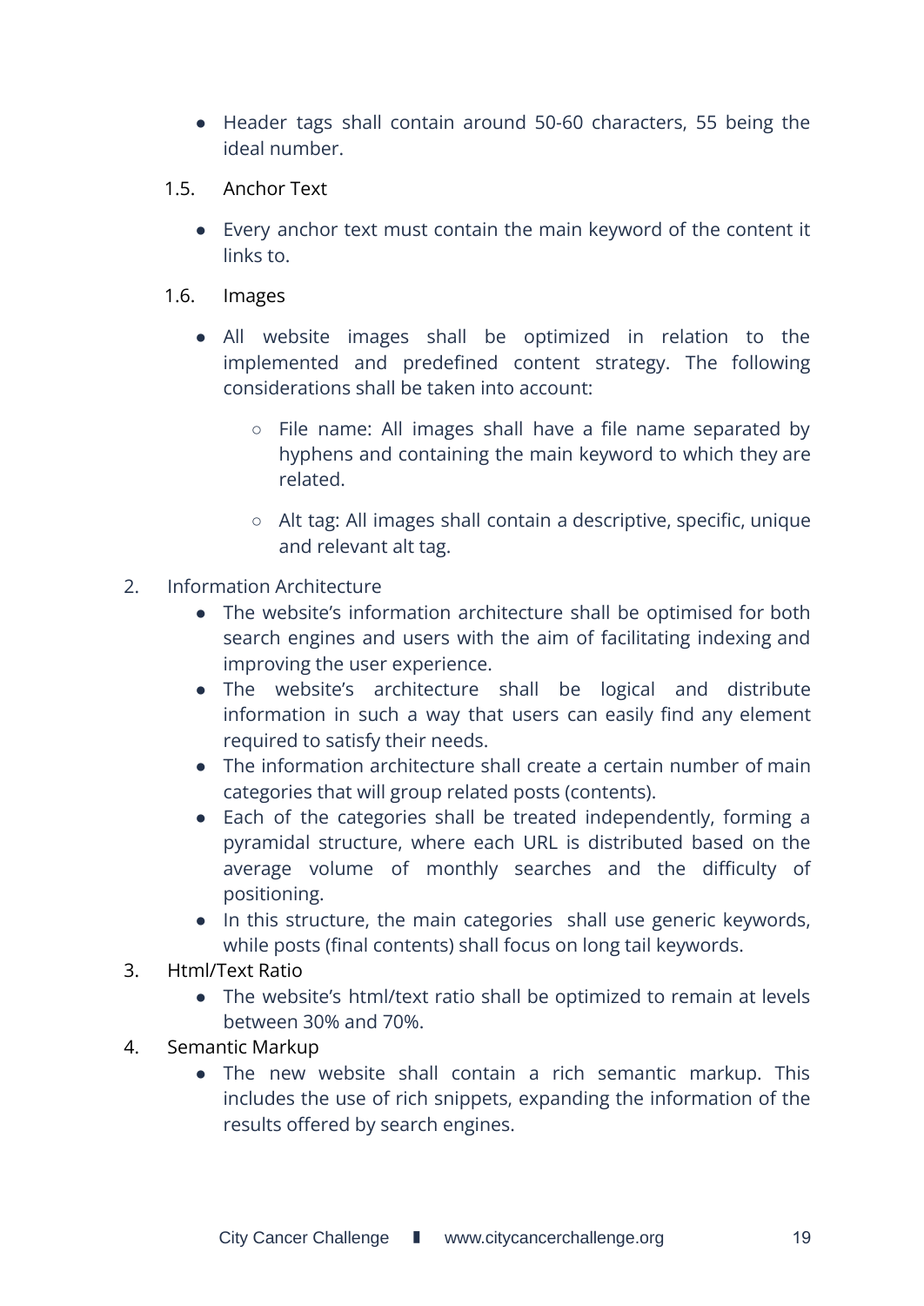- Header tags shall contain around 50-60 characters, 55 being the ideal number.

1.5. Anchor Text

- Every anchor text must contain the main keyword of the content it links to.

1.6. Images

- All website images shall be optimized in relation to the implemented and predefined content strategy. The following considerations shall be taken into account:
    - File name: All images shall have a file name separated by hyphens and containing the main keyword to which they are related.
    - Alt tag: All images shall contain a descriptive, specific, unique and relevant alt tag.

2. Information Architecture
    - The website's information architecture shall be optimised for both search engines and users with the aim of facilitating indexing and improving the user experience.
    - The website's architecture shall be logical and distribute information in such a way that users can easily find any element required to satisfy their needs.
    - The information architecture shall create a certain number of main categories that will group related posts (contents).
    - Each of the categories shall be treated independently, forming a pyramidal structure, where each URL is distributed based on the average volume of monthly searches and the difficulty of positioning.
    - In this structure, the main categories shall use generic keywords, while posts (final contents) shall focus on long tail keywords.
3. Html/Text Ratio
    - The website's html/text ratio shall be optimized to remain at levels between 30% and 70%.
4. Semantic Markup
    - The new website shall contain a rich semantic markup. This includes the use of rich snippets, expanding the information of the results offered by search engines.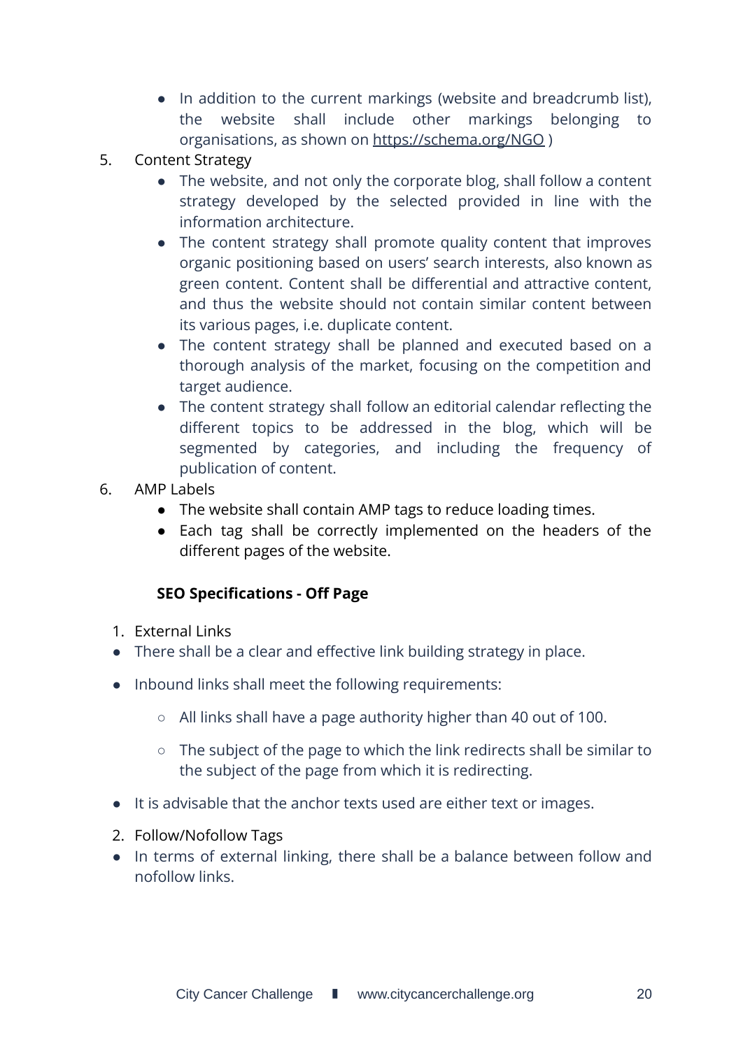- In addition to the current markings (website and breadcrumb list), the website shall include other markings belonging to organisations, as shown on https://schema.org/NGO )

5. Content Strategy
    - The website, and not only the corporate blog, shall follow a content strategy developed by the selected provided in line with the information architecture.
    - The content strategy shall promote quality content that improves organic positioning based on users' search interests, also known as green content. Content shall be differential and attractive content, and thus the website should not contain similar content between its various pages, i.e. duplicate content.
    - The content strategy shall be planned and executed based on a thorough analysis of the market, focusing on the competition and target audience.
    - The content strategy shall follow an editorial calendar reflecting the different topics to be addressed in the blog, which will be segmented by categories, and including the frequency of publication of content.
6. AMP Labels
    - The website shall contain AMP tags to reduce loading times.
    - Each tag shall be correctly implemented on the headers of the different pages of the website.

**SEO Specifications - Off Page**

1. External Links

- There shall be a clear and effective link building strategy in place.
- Inbound links shall meet the following requirements:
    - All links shall have a page authority higher than 40 out of 100.
    - The subject of the page to which the link redirects shall be similar to the subject of the page from which it is redirecting.
- It is advisable that the anchor texts used are either text or images.

2. Follow/Nofollow Tags

- In terms of external linking, there shall be a balance between follow and nofollow links.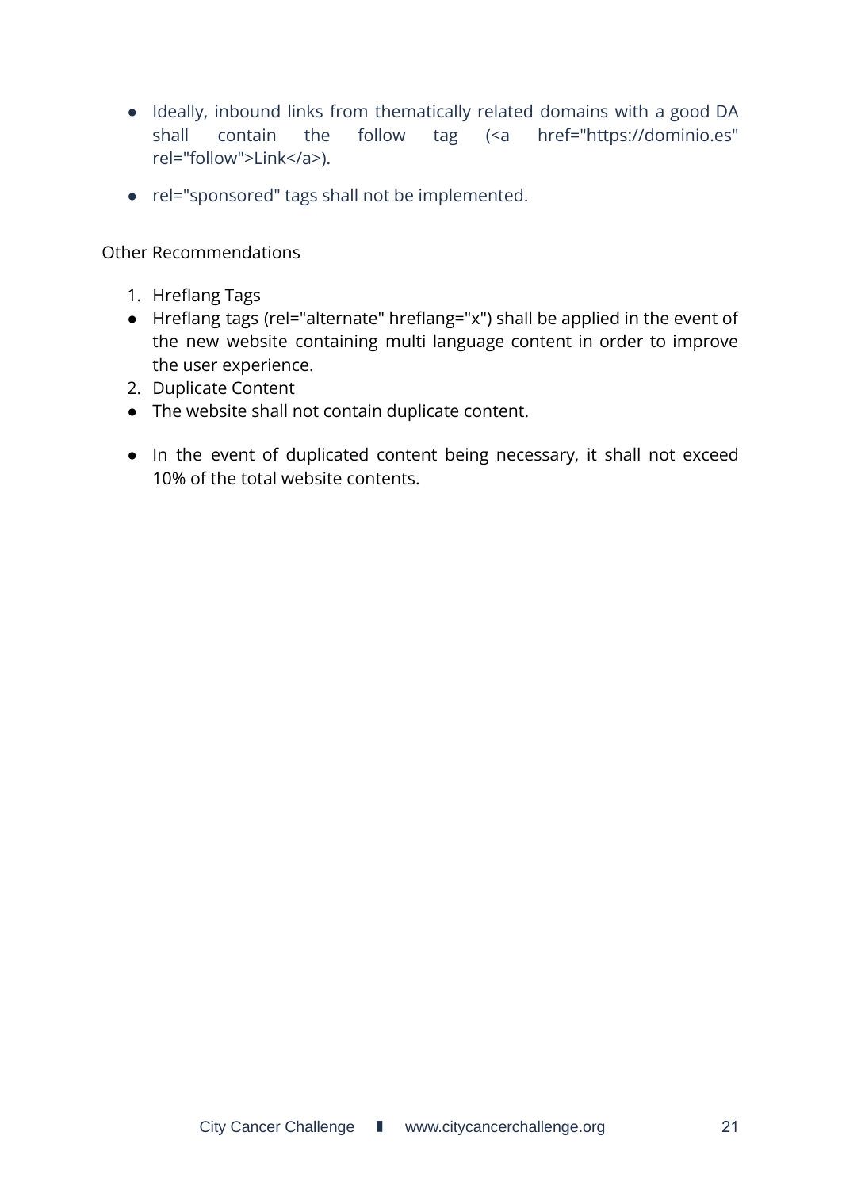- Ideally, inbound links from thematically related domains with a good DA shall contain the follow tag (<a href="https://dominio.es" rel="follow">Link</a>).

- rel="sponsored" tags shall not be implemented.

Other Recommendations

1. Hreflang Tags
- Hreflang tags (rel="alternate" hreflang="x") shall be applied in the event of the new website containing multi language content in order to improve the user experience.
2. Duplicate Content
- The website shall not contain duplicate content.

- In the event of duplicated content being necessary, it shall not exceed 10% of the total website contents.